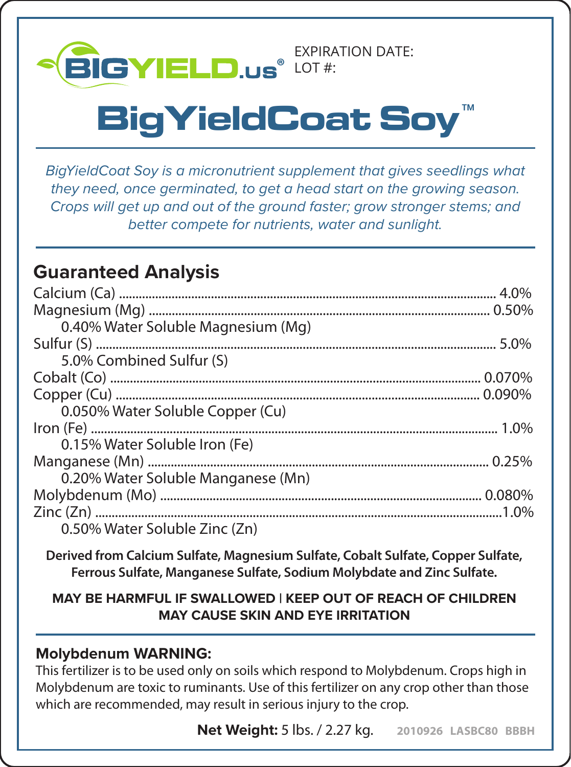BIGYIELD.us®

EXPIRATION DATE:
LOT #:

# BigYieldCoat Soy™

*BigYieldCoat Soy is a micronutrient supplement that gives seedlings what they need, once germinated, to get a head start on the growing season. Crops will get up and out of the ground faster; grow stronger stems; and better compete for nutrients, water and sunlight.*

## Guaranteed Analysis

Calcium (Ca) .......... 4.0%
Magnesium (Mg) .......... 0.50%
    0.40% Water Soluble Magnesium (Mg)
Sulfur (S) .......... 5.0%
    5.0% Combined Sulfur (S)
Cobalt (Co) .......... 0.070%
Copper (Cu) .......... 0.090%
    0.050% Water Soluble Copper (Cu)
Iron (Fe) .......... 1.0%
    0.15% Water Soluble Iron (Fe)
Manganese (Mn) .......... 0.25%
    0.20% Water Soluble Manganese (Mn)
Molybdenum (Mo) .......... 0.080%
Zinc (Zn) .......... 1.0%
    0.50% Water Soluble Zinc (Zn)

**Derived from Calcium Sulfate, Magnesium Sulfate, Cobalt Sulfate, Copper Sulfate, Ferrous Sulfate, Manganese Sulfate, Sodium Molybdate and Zinc Sulfate.**

**MAY BE HARMFUL IF SWALLOWED | KEEP OUT OF REACH OF CHILDREN**
**MAY CAUSE SKIN AND EYE IRRITATION**

### Molybdenum WARNING:

This fertilizer is to be used only on soils which respond to Molybdenum. Crops high in Molybdenum are toxic to ruminants. Use of this fertilizer on any crop other than those which are recommended, may result in serious injury to the crop.

**Net Weight:** 5 lbs. / 2.27 kg.     2010926 LASBC80 BBBH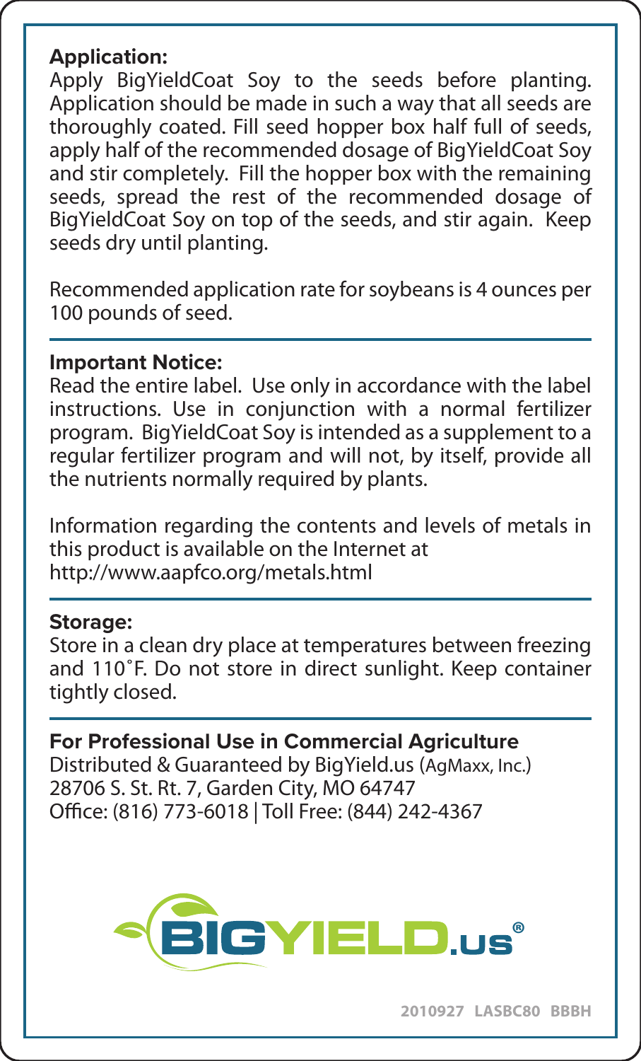**Application:**
Apply BigYieldCoat Soy to the seeds before planting. Application should be made in such a way that all seeds are thoroughly coated. Fill seed hopper box half full of seeds, apply half of the recommended dosage of BigYieldCoat Soy and stir completely. Fill the hopper box with the remaining seeds, spread the rest of the recommended dosage of BigYieldCoat Soy on top of the seeds, and stir again. Keep seeds dry until planting.

Recommended application rate for soybeans is 4 ounces per 100 pounds of seed.

---

**Important Notice:**
Read the entire label. Use only in accordance with the label instructions. Use in conjunction with a normal fertilizer program. BigYieldCoat Soy is intended as a supplement to a regular fertilizer program and will not, by itself, provide all the nutrients normally required by plants.

Information regarding the contents and levels of metals in this product is available on the Internet at http://www.aapfco.org/metals.html

---

**Storage:**
Store in a clean dry place at temperatures between freezing and 110˚F. Do not store in direct sunlight. Keep container tightly closed.

---

**For Professional Use in Commercial Agriculture**
Distributed & Guaranteed by BigYield.us (AgMaxx, Inc.)
28706 S. St. Rt. 7, Garden City, MO 64747
Office: (816) 773-6018 | Toll Free: (844) 242-4367

BIGYIELD.us®

2010927 LASBC80 BBBH